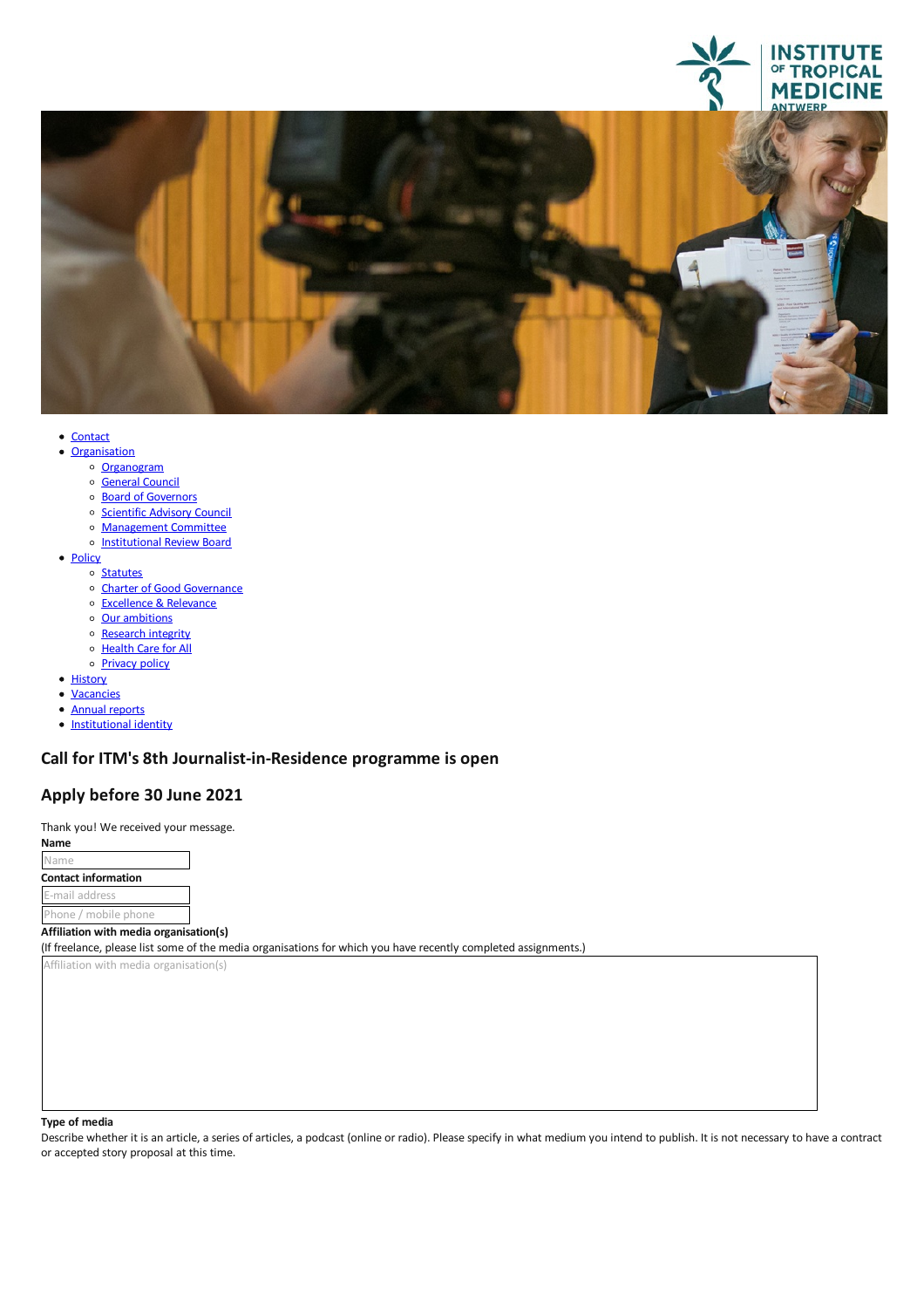- Contact
- Organisation
  - Organogram
  - General Council
  - Board of Governors
  - Scientific Advisory Council
  - Management Committee
  - Institutional Review Board
- Policy
  - Statutes
  - Charter of Good Governance
  - Excellence & Relevance
  - Our ambitions
  - Research integrity
  - Health Care for All
  - Privacy policy
- History
- Vacancies
- Annual reports
- Institutional identity

## Call for ITM's 8th Journalist-in-Residence programme is open

## Apply before 30 June 2021

Thank you! We received your message.

**Name**

Name

**Contact information**

E-mail address

Phone / mobile phone

**Affiliation with media organisation(s)**

(If freelance, please list some of the media organisations for which you have recently completed assignments.)

Affiliation with media organisation(s)

**Type of media**

Describe whether it is an article, a series of articles, a podcast (online or radio). Please specify in what medium you intend to publish. It is not necessary to have a contract or accepted story proposal at this time.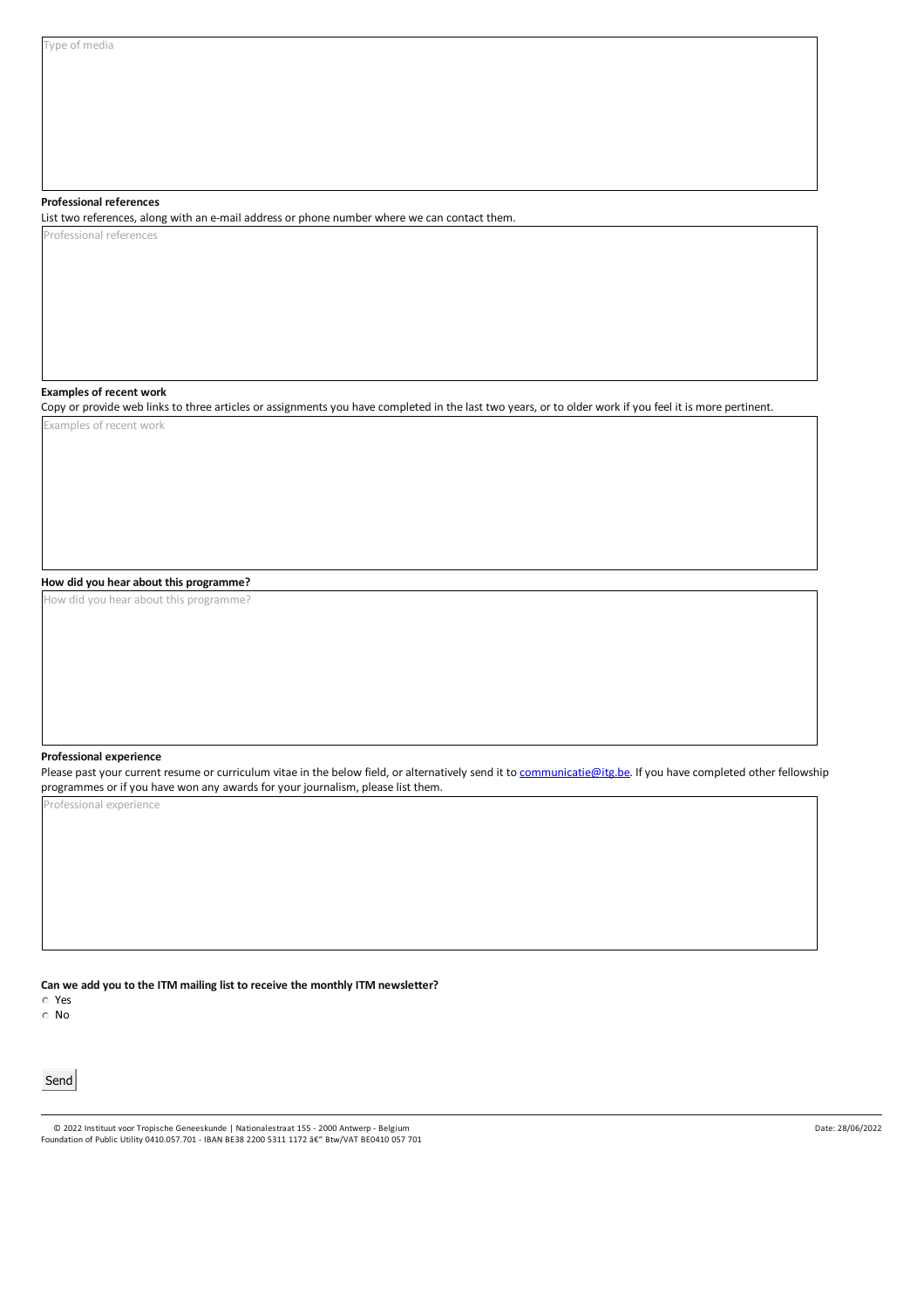Type of media

**Professional references**

List two references, along with an e-mail address or phone number where we can contact them.

Professional references

**Examples of recent work**

Copy or provide web links to three articles or assignments you have completed in the last two years, or to older work if you feel it is more pertinent.

Examples of recent work

**How did you hear about this programme?**

How did you hear about this programme?

**Professional experience**

Please past your current resume or curriculum vitae in the below field, or alternatively send it to [communicatie@itg.be](mailto:communicatie@itg.be). If you have completed other fellowship programmes or if you have won any awards for your journalism, please list them.

Professional experience

**Can we add you to the ITM mailing list to receive the monthly ITM newsletter?**

- ○ Yes
- ○ No

Send

© 2022 Instituut voor Tropische Geneeskunde | Nationalestraat 155 - 2000 Antwerp - Belgium
Foundation of Public Utility 0410.057.701 - IBAN BE38 2200 5311 1172 â€" Btw/VAT BE0410 057 701

Date: 28/06/2022